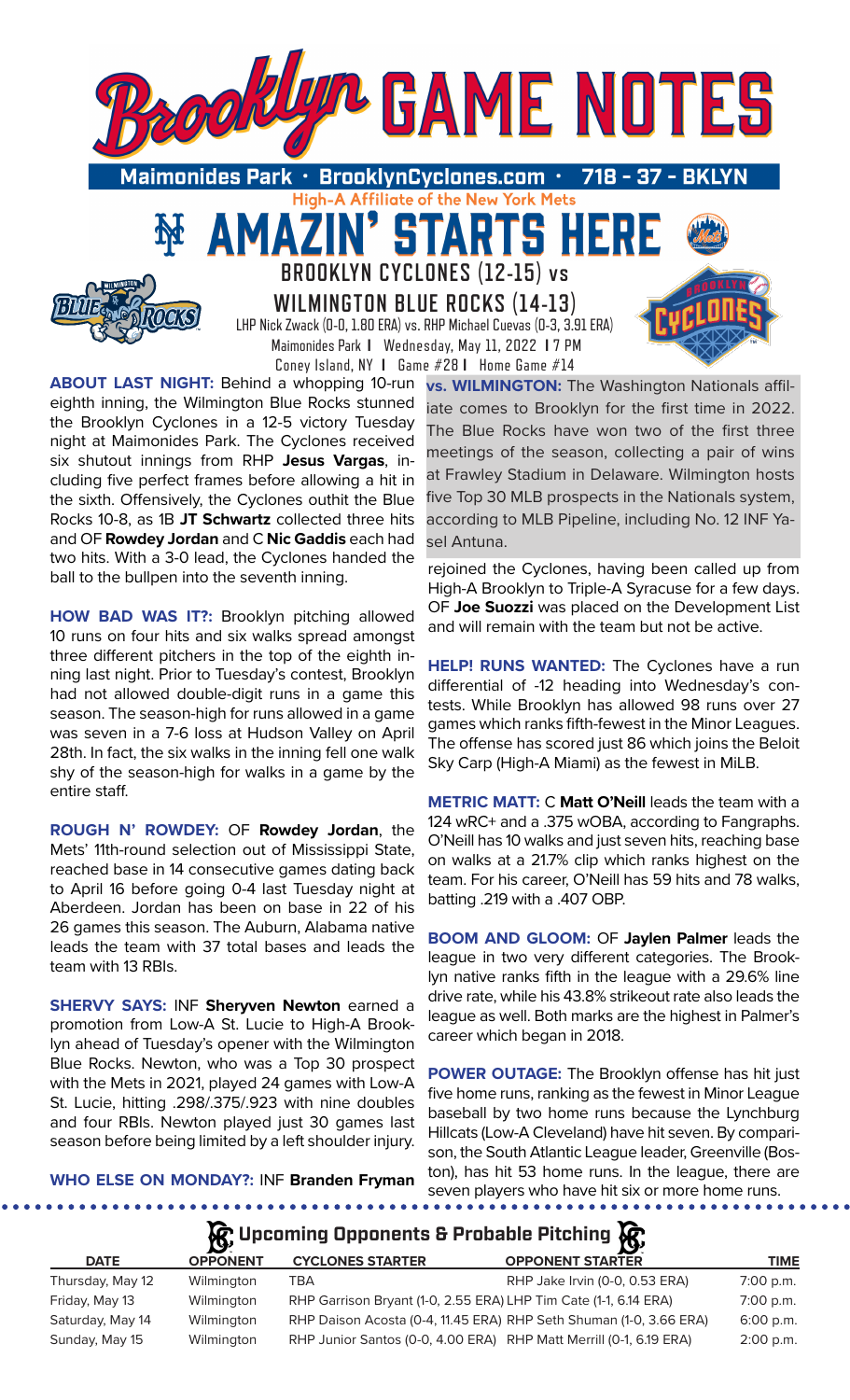# Brooklyn GAME NOTES

**Maimonides Park • BrooklynCyclones.com • 718 - 37 - BKLYN**

High-A Affiliate of the New York Mets

## AMAZIN' STARTS HERE

### BROOKLYN CYCLONES (12-15) vs WILMINGTON BLUE ROCKS (14-13)

LHP Nick Zwack (0-0, 1.80 ERA) vs. RHP Michael Cuevas (0-3, 3.91 ERA)

Maimonides Park | Wednesday, May 11, 2022 | 7 PM

Coney Island, NY | Game #28 | Home Game #14

**ABOUT LAST NIGHT:** Behind a whopping 10-run eighth inning, the Wilmington Blue Rocks stunned the Brooklyn Cyclones in a 12-5 victory Tuesday night at Maimonides Park. The Cyclones received six shutout innings from RHP **Jesus Vargas**, including five perfect frames before allowing a hit in the sixth. Offensively, the Cyclones outhit the Blue Rocks 10-8, as 1B **JT Schwartz** collected three hits and OF **Rowdey Jordan** and C **Nic Gaddis** each had two hits. With a 3-0 lead, the Cyclones handed the ball to the bullpen into the seventh inning.

**HOW BAD WAS IT?:** Brooklyn pitching allowed 10 runs on four hits and six walks spread amongst three different pitchers in the top of the eighth inning last night. Prior to Tuesday's contest, Brooklyn had not allowed double-digit runs in a game this season. The season-high for runs allowed in a game was seven in a 7-6 loss at Hudson Valley on April 28th. In fact, the six walks in the inning fell one walk shy of the season-high for walks in a game by the entire staff.

**ROUGH N' ROWDEY:** OF **Rowdey Jordan**, the Mets' 11th-round selection out of Mississippi State, reached base in 14 consecutive games dating back to April 16 before going 0-4 last Tuesday night at Aberdeen. Jordan has been on base in 22 of his 26 games this season. The Auburn, Alabama native leads the team with 37 total bases and leads the team with 13 RBIs.

**SHERVY SAYS:** INF **Sheryven Newton** earned a promotion from Low-A St. Lucie to High-A Brooklyn ahead of Tuesday's opener with the Wilmington Blue Rocks. Newton, who was a Top 30 prospect with the Mets in 2021, played 24 games with Low-A St. Lucie, hitting .298/.375/.923 with nine doubles and four RBIs. Newton played just 30 games last season before being limited by a left shoulder injury.

**WHO ELSE ON MONDAY?:** INF **Branden Fryman** rejoined the Cyclones, having been called up from High-A Brooklyn to Triple-A Syracuse for a few days. OF **Joe Suozzi** was placed on the Development List and will remain with the team but not be active.

**vs. WILMINGTON:** The Washington Nationals affiliate comes to Brooklyn for the first time in 2022. The Blue Rocks have won two of the first three meetings of the season, collecting a pair of wins at Frawley Stadium in Delaware. Wilmington hosts five Top 30 MLB prospects in the Nationals system, according to MLB Pipeline, including No. 12 INF Yasel Antuna.

**HELP! RUNS WANTED:** The Cyclones have a run differential of -12 heading into Wednesday's contests. While Brooklyn has allowed 98 runs over 27 games which ranks fifth-fewest in the Minor Leagues. The offense has scored just 86 which joins the Beloit Sky Carp (High-A Miami) as the fewest in MiLB.

**METRIC MATT:** C **Matt O'Neill** leads the team with a 124 wRC+ and a .375 wOBA, according to Fangraphs. O'Neill has 10 walks and just seven hits, reaching base on walks at a 21.7% clip which ranks highest on the team. For his career, O'Neill has 59 hits and 78 walks, batting .219 with a .407 OBP.

**BOOM AND GLOOM:** OF **Jaylen Palmer** leads the league in two very different categories. The Brooklyn native ranks fifth in the league with a 29.6% line drive rate, while his 43.8% strikeout rate also leads the league as well. Both marks are the highest in Palmer's career which began in 2018.

**POWER OUTAGE:** The Brooklyn offense has hit just five home runs, ranking as the fewest in Minor League baseball by two home runs because the Lynchburg Hillcats (Low-A Cleveland) have hit seven. By comparison, the South Atlantic League leader, Greenville (Boston), has hit 53 home runs. In the league, there are seven players who have hit six or more home runs.

## Upcoming Opponents & Probable Pitching

| DATE | OPPONENT | CYCLONES STARTER | OPPONENT STARTER | TIME |
|---|---|---|---|---|
| Thursday, May 12 | Wilmington | TBA | RHP Jake Irvin (0-0, 0.53 ERA) | 7:00 p.m. |
| Friday, May 13 | Wilmington | RHP Garrison Bryant (1-0, 2.55 ERA) | LHP Tim Cate (1-1, 6.14 ERA) | 7:00 p.m. |
| Saturday, May 14 | Wilmington | RHP Daison Acosta (0-4, 11.45 ERA) | RHP Seth Shuman (1-0, 3.66 ERA) | 6:00 p.m. |
| Sunday, May 15 | Wilmington | RHP Junior Santos (0-0, 4.00 ERA) | RHP Matt Merrill (0-1, 6.19 ERA) | 2:00 p.m. |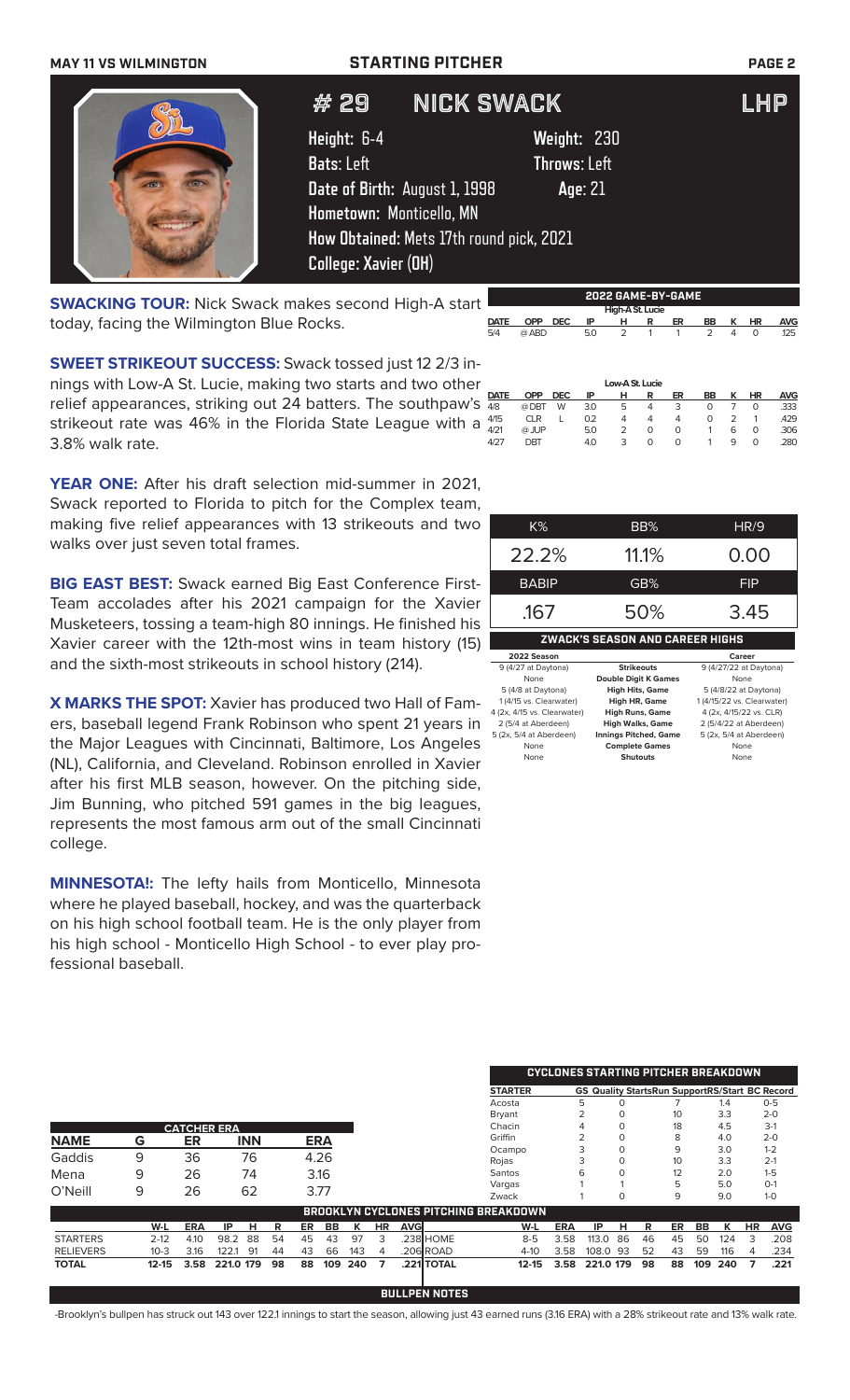MAY 11 VS WILMINGTON — STARTING PITCHER

# # 29 NICK SWACK — LHP

**Height:** 6-4 **Weight:** 230
**Bats:** Left **Throws:** Left
**Date of Birth:** August 1, 1998 **Age:** 21
**Hometown:** Monticello, MN
**How Obtained:** Mets 17th round pick, 2021
**College:** Xavier (OH)

**SWACKING TOUR:** Nick Swack makes second High-A start today, facing the Wilmington Blue Rocks.

**SWEET STRIKEOUT SUCCESS:** Swack tossed just 12 2/3 innings with Low-A St. Lucie, making two starts and two other relief appearances, striking out 24 batters. The southpaw's strikeout rate was 46% in the Florida State League with a 3.8% walk rate.

**YEAR ONE:** After his draft selection mid-summer in 2021, Swack reported to Florida to pitch for the Complex team, making five relief appearances with 13 strikeouts and two walks over just seven total frames.

**BIG EAST BEST:** Swack earned Big East Conference First-Team accolades after his 2021 campaign for the Xavier Musketeers, tossing a team-high 80 innings. He finished his Xavier career with the 12th-most wins in team history (15) and the sixth-most strikeouts in school history (214).

**X MARKS THE SPOT:** Xavier has produced two Hall of Famers, baseball legend Frank Robinson who spent 21 years in the Major Leagues with Cincinnati, Baltimore, Los Angeles (NL), California, and Cleveland. Robinson enrolled in Xavier after his first MLB season, however. On the pitching side, Jim Bunning, who pitched 591 games in the big leagues, represents the most famous arm out of the small Cincinnati college.

**MINNESOTA!:** The lefty hails from Monticello, Minnesota where he played baseball, hockey, and was the quarterback on his high school football team. He is the only player from his high school - Monticello High School - to ever play professional baseball.

## 2022 GAME-BY-GAME

**High-A St. Lucie**

| DATE | OPP | DEC | IP | H | R | ER | BB | K | HR | AVG |
|---|---|---|---|---|---|---|---|---|---|---|
| 5/4 | @ ABD | | 5.0 | 2 | 1 | 1 | 2 | 4 | 0 | .125 |

**Low-A St. Lucie**

| DATE | OPP | DEC | IP | H | R | ER | BB | K | HR | AVG |
|---|---|---|---|---|---|---|---|---|---|---|
| 4/8 | @ DBT | W | 3.0 | 5 | 4 | 3 | 0 | 7 | 0 | .333 |
| 4/15 | CLR | L | 0.2 | 4 | 4 | 4 | 0 | 2 | 1 | .429 |
| 4/21 | @ JUP | | 5.0 | 2 | 0 | 0 | 1 | 6 | 0 | .306 |
| 4/27 | DBT | | 4.0 | 3 | 0 | 0 | 1 | 9 | 0 | .280 |

| K% | BB% | HR/9 |
|---|---|---|
| 22.2% | 11.1% | 0.00 |
| **BABIP** | **GB%** | **FIP** |
| .167 | 50% | 3.45 |

## ZWACK'S SEASON AND CAREER HIGHS

| 2022 Season | | Career |
|---|---|---|
| 9 (4/27 at Daytona) | Strikeouts | 9 (4/27/22 at Daytona) |
| None | Double Digit K Games | None |
| 5 (4/8 at Daytona) | High Hits, Game | 5 (4/8/22 at Daytona) |
| 1 (4/15 vs. Clearwater) | High HR, Game | 1 (4/15/22 vs. Clearwater) |
| 4 (2x, 4/15 vs. Clearwater) | High Runs, Game | 4 (2x, 4/15/22 vs. CLR) |
| 2 (5/4 at Aberdeen) | High Walks, Game | 2 (5/4/22 at Aberdeen) |
| 5 (2x, 5/4 at Aberdeen) | Innings Pitched, Game | 5 (2x, 5/4 at Aberdeen) |
| None | Complete Games | None |
| None | Shutouts | None |

## CATCHER ERA

| NAME | G | ER | INN | ERA |
|---|---|---|---|---|
| Gaddis | 9 | 36 | 76 | 4.26 |
| Mena | 9 | 26 | 74 | 3.16 |
| O'Neill | 9 | 26 | 62 | 3.77 |

## CYCLONES STARTING PITCHER BREAKDOWN

| STARTER | GS | Quality Starts | Run Support | RS/Start | BC Record |
|---|---|---|---|---|---|
| Acosta | 5 | 0 | 7 | 1.4 | 0-5 |
| Bryant | 2 | 0 | 10 | 3.3 | 2-0 |
| Chacin | 4 | 0 | 18 | 4.5 | 3-1 |
| Griffin | 2 | 0 | 8 | 4.0 | 2-0 |
| Ocampo | 3 | 0 | 9 | 3.0 | 1-2 |
| Rojas | 3 | 0 | 10 | 3.3 | 2-1 |
| Santos | 6 | 0 | 12 | 2.0 | 1-5 |
| Vargas | 1 | 1 | 5 | 5.0 | 0-1 |
| Zwack | 1 | 0 | 9 | 9.0 | 1-0 |

## BROOKLYN CYCLONES PITCHING BREAKDOWN

| | W-L | ERA | IP | H | R | ER | BB | K | HR | AVG |
|---|---|---|---|---|---|---|---|---|---|---|
| STARTERS | 2-12 | 4.10 | 98.2 | 88 | 54 | 45 | 43 | 97 | 3 | .238 |
| RELIEVERS | 10-3 | 3.16 | 122.1 | 91 | 44 | 43 | 66 | 143 | 4 | .206 |
| TOTAL | 12-15 | 3.58 | 221.0 | 179 | 98 | 88 | 109 | 240 | 7 | .221 |

| | W-L | ERA | IP | H | R | ER | BB | K | HR | AVG |
|---|---|---|---|---|---|---|---|---|---|---|
| HOME | 8-5 | 3.58 | 113.0 | 86 | 46 | 45 | 50 | 124 | 3 | .208 |
| ROAD | 4-10 | 3.58 | 108.0 | 93 | 52 | 43 | 59 | 116 | 4 | .234 |
| TOTAL | 12-15 | 3.58 | 221.0 | 179 | 98 | 88 | 109 | 240 | 7 | .221 |

## BULLPEN NOTES

-Brooklyn's bullpen has struck out 143 over 122.1 innings to start the season, allowing just 43 earned runs (3.16 ERA) with a 28% strikeout rate and 13% walk rate.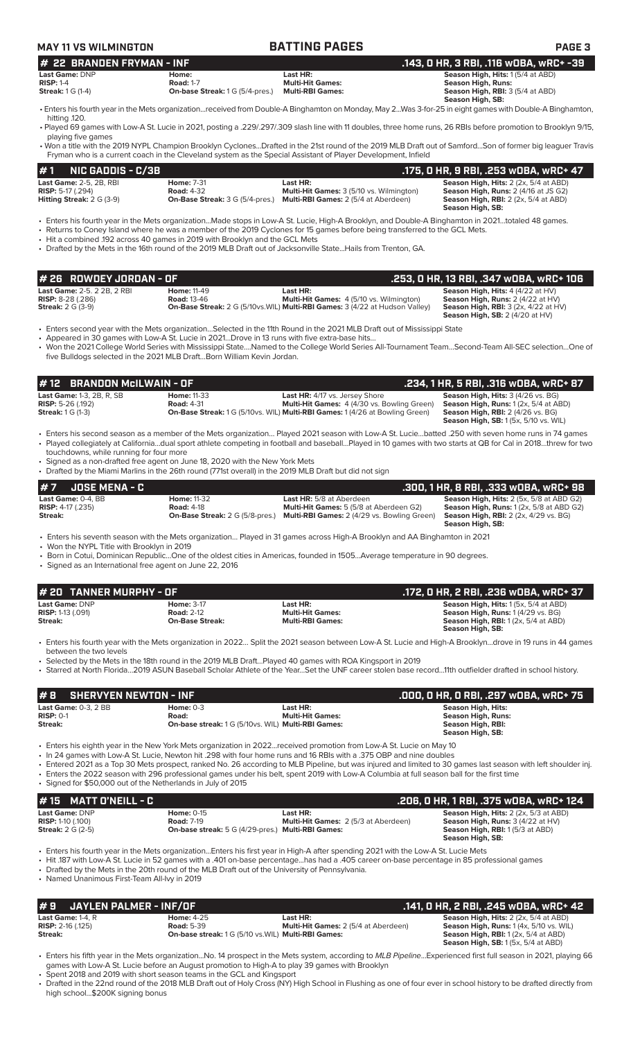**MAY 11 VS WILMINGTON** — **BATTING PAGES**

## # 22 BRANDEN FRYMAN - INF — .143, 0 HR, 3 RBI, .116 wOBA, wRC+ -39

| | | | |
|---|---|---|---|
| **Last Game:** DNP | **Home:** | **Last HR:** | **Season High, Hits:** 1 (5/4 at ABD) |
| **RISP:** 1-4 | **Road:** 1-7 | **Multi-Hit Games:** | **Season High, Runs:** |
| **Streak:** 1 G (1-4) | **On-base Streak:** 1 G (5/4-pres.) | **Multi-RBI Games:** | **Season High, RBI:** 3 (5/4 at ABD) |
| | | | **Season High, SB:** |

- Enters his fourth year in the Mets organization...received from Double-A Binghamton on Monday, May 2...Was 3-for-25 in eight games with Double-A Binghamton, hitting .120.
- Played 69 games with Low-A St. Lucie in 2021, posting a .229/.297/.309 slash line with 11 doubles, three home runs, 26 RBIs before promotion to Brooklyn 9/15, playing five games
- Won a title with the 2019 NYPL Champion Brooklyn Cyclones...Drafted in the 21st round of the 2019 MLB Draft out of Samford...Son of former big leaguer Travis Fryman who is a current coach in the Cleveland system as the Special Assistant of Player Development, Infield

## # 1 NIC GADDIS - C/3B — .175, 0 HR, 9 RBI, .253 wOBA, wRC+ 47

| | | | |
|---|---|---|---|
| **Last Game:** 2-5, 2B, RBI | **Home:** 7-31 | **Last HR:** | **Season High, Hits:** 2 (2x, 5/4 at ABD) |
| **RISP:** 5-17 (.294) | **Road:** 4-32 | **Multi-Hit Games:** 3 (5/10 vs. Wilmington) | **Season High, Runs:** 2 (4/16 at JS G2) |
| **Hitting Streak:** 2 G (3-9) | **On-Base Streak:** 3 G (5/4-pres.) | **Multi-RBI Games:** 2 (5/4 at Aberdeen) | **Season High, RBI:** 2 (2x, 5/4 at ABD) |
| | | | **Season High, SB:** |

- Enters his fourth year in the Mets organization...Made stops in Low-A St. Lucie, High-A Brooklyn, and Double-A Binghamton in 2021...totaled 48 games.
- Returns to Coney Island where he was a member of the 2019 Cyclones for 15 games before being transferred to the GCL Mets.
- Hit a combined .192 across 40 games in 2019 with Brooklyn and the GCL Mets
- Drafted by the Mets in the 16th round of the 2019 MLB Draft out of Jacksonville State...Hails from Trenton, GA.

## # 26 ROWDEY JORDAN - OF — .253, 0 HR, 13 RBI, .347 wOBA, wRC+ 106

| | | | |
|---|---|---|---|
| **Last Game:** 2-5. 2 2B, 2 RBI | **Home:** 11-49 | **Last HR:** | **Season High, Hits:** 4 (4/22 at HV) |
| **RISP:** 8-28 (.286) | **Road:** 13-46 | **Multi-Hit Games:** 4 (5/10 vs. Wilmington) | **Season High, Runs:** 2 (4/22 at HV) |
| **Streak:** 2 G (3-9) | **On-Base Streak:** 2 G (5/10vs.WIL) | **Multi-RBI Games:** 3 (4/22 at Hudson Valley) | **Season High, RBI:** 3 (2x, 4/22 at HV) |
| | | | **Season High, SB:** 2 (4/20 at HV) |

- Enters second year with the Mets organization...Selected in the 11th Round in the 2021 MLB Draft out of Mississippi State
- Appeared in 30 games with Low-A St. Lucie in 2021...Drove in 13 runs with five extra-base hits...
- Won the 2021 College World Series with Mississippi State....Named to the College World Series All-Tournament Team...Second-Team All-SEC selection...One of five Bulldogs selected in the 2021 MLB Draft...Born William Kevin Jordan.

## # 12 BRANDON McILWAIN - OF — .234, 1 HR, 5 RBI, .316 wOBA, wRC+ 87

| | | | |
|---|---|---|---|
| **Last Game:** 1-3, 2B, R, SB | **Home:** 11-33 | **Last HR:** 4/17 vs. Jersey Shore | **Season High, Hits:** 3 (4/26 vs. BG) |
| **RISP:** 5-26 (.192) | **Road:** 4-31 | **Multi-Hit Games:** 4 (4/30 vs. Bowling Green) | **Season High, Runs:** 1 (2x, 5/4 at ABD) |
| **Streak:** 1 G (1-3) | **On-Base Streak:** 1 G (5/10vs. WIL) | **Multi-RBI Games:** 1 (4/26 at Bowling Green) | **Season High, RBI:** 2 (4/26 vs. BG) |
| | | | **Season High, SB:** 1 (5x, 5/10 vs. WIL) |

- Enters his second season as a member of the Mets organization... Played 2021 season with Low-A St. Lucie...batted .250 with seven home runs in 74 games
- Played collegiately at California...dual sport athlete competing in football and baseball...Played in 10 games with two starts at QB for Cal in 2018...threw for two touchdowns, while running for four more
- Signed as a non-drafted free agent on June 18, 2020 with the New York Mets
- Drafted by the Miami Marlins in the 26th round (771st overall) in the 2019 MLB Draft but did not sign

## # 7 JOSE MENA - C — .300, 1 HR, 8 RBI, .333 wOBA, wRC+ 98

| | | | |
|---|---|---|---|
| **Last Game:** 0-4, BB | **Home:** 11-32 | **Last HR:** 5/8 at Aberdeen | **Season High, Hits:** 2 (5x, 5/8 at ABD G2) |
| **RISP:** 4-17 (.235) | **Road:** 4-18 | **Multi-Hit Games:** 5 (5/8 at Aberdeen G2) | **Season High, Runs:** 1 (2x, 5/8 at ABD G2) |
| **Streak:** | **On-Base Streak:** 2 G (5/8-pres.) | **Multi-RBI Games:** 2 (4/29 vs. Bowling Green) | **Season High, RBI:** 2 (2x, 4/29 vs. BG) |
| | | | **Season High, SB:** |

- Enters his seventh season with the Mets organization... Played in 31 games across High-A Brooklyn and AA Binghamton in 2021
- Won the NYPL Title with Brooklyn in 2019
- Born in Cotui, Dominican Republic...One of the oldest cities in Americas, founded in 1505...Average temperature in 90 degrees.
- Signed as an International free agent on June 22, 2016

## # 20 TANNER MURPHY - OF — .172, 0 HR, 2 RBI, .236 wOBA, wRC+ 37

| | | | |
|---|---|---|---|
| **Last Game:** DNP | **Home:** 3-17 | **Last HR:** | **Season High, Hits:** 1 (5x, 5/4 at ABD) |
| **RISP:** 1-13 (.091) | **Road:** 2-12 | **Multi-Hit Games:** | **Season High, Runs:** 1 (4/29 vs. BG) |
| **Streak:** | **On-Base Streak:** | **Multi-RBI Games:** | **Season High, RBI:** 1 (2x, 5/4 at ABD) |
| | | | **Season High, SB:** |

- Enters his fourth year with the Mets organization in 2022... Split the 2021 season between Low-A St. Lucie and High-A Brooklyn...drove in 19 runs in 44 games between the two levels
- Selected by the Mets in the 18th round in the 2019 MLB Draft...Played 40 games with ROA Kingsport in 2019
- Starred at North Florida...2019 ASUN Baseball Scholar Athlete of the Year...Set the UNF career stolen base record...11th outfielder drafted in school history.

## # 8 SHERVYEN NEWTON - INF — .000, 0 HR, 0 RBI, .297 wOBA, wRC+ 75

| | | | |
|---|---|---|---|
| **Last Game:** 0-3, 2 BB | **Home:** 0-3 | **Last HR:** | **Season High, Hits:** |
| **RISP:** 0-1 | **Road:** | **Multi-Hit Games:** | **Season High, Runs:** |
| **Streak:** | **On-base streak:** 1 G (5/10vs. WIL) | **Multi-RBI Games:** | **Season High, RBI:** |
| | | | **Season High, SB:** |

- Enters his eighth year in the New York Mets organization in 2022...received promotion from Low-A St. Lucie on May 10
- In 24 games with Low-A St. Lucie, Newton hit .298 with four home runs and 16 RBIs with a .375 OBP and nine doubles
- Entered 2021 as a Top 30 Mets prospect, ranked No. 26 according to MLB Pipeline, but was injured and limited to 30 games last season with left shoulder inj.
- Enters the 2022 season with 296 professional games under his belt, spent 2019 with Low-A Columbia at full season ball for the first time
- Signed for $50,000 out of the Netherlands in July of 2015

## # 15 MATT O'NEILL - C — .206, 0 HR, 1 RBI, .375 wOBA, wRC+ 124

| | | | |
|---|---|---|---|
| **Last Game:** DNP | **Home:** 0-15 | **Last HR:** | **Season High, Hits:** 2 (2x, 5/3 at ABD) |
| **RISP:** 1-10 (.100) | **Road:** 7-19 | **Multi-Hit Games:** 2 (5/3 at Aberdeen) | **Season High, Runs:** 3 (4/22 at HV) |
| **Streak:** 2 G (2-5) | **On-base streak:** 5 G (4/29-pres.) | **Multi-RBI Games:** | **Season High, RBI:** 1 (5/3 at ABD) |
| | | | **Season High, SB:** |

- Enters his fourth year in the Mets organization...Enters his first year in High-A after spending 2021 with the Low-A St. Lucie Mets
- Hit .187 with Low-A St. Lucie in 52 games with a .401 on-base percentage...has had a .405 career on-base percentage in 85 professional games
- Drafted by the Mets in the 20th round of the MLB Draft out of the University of Pennsylvania.
- Named Unanimous First-Team All-Ivy in 2019

## # 9 JAYLEN PALMER - INF/OF — .141, 0 HR, 2 RBI, .245 wOBA, wRC+ 42

| | | | |
|---|---|---|---|
| **Last Game:** 1-4, R | **Home:** 4-25 | **Last HR:** | **Season High, Hits:** 2 (2x, 5/4 at ABD) |
| **RISP:** 2-16 (.125) | **Road:** 5-39 | **Multi-Hit Games:** 2 (5/4 at Aberdeen) | **Season High, Runs:** 1 (4x, 5/10 vs. WIL) |
| **Streak:** | **On-base streak:** 1 G (5/10 vs.WIL) | **Multi-RBI Games:** | **Season High, RBI:** 1 (2x, 5/4 at ABD) |
| | | | **Season High, SB:** 1 (5x, 5/4 at ABD) |

- Enters his fifth year in the Mets organization...No. 14 prospect in the Mets system, according to *MLB Pipeline*...Experienced first full season in 2021, playing 66 games with Low-A St. Lucie before an August promotion to High-A to play 39 games with Brooklyn
- Spent 2018 and 2019 with short season teams in the GCL and Kingsport
- Drafted in the 22nd round of the 2018 MLB Draft out of Holy Cross (NY) High School in Flushing as one of four ever in school history to be drafted directly from high school...$200K signing bonus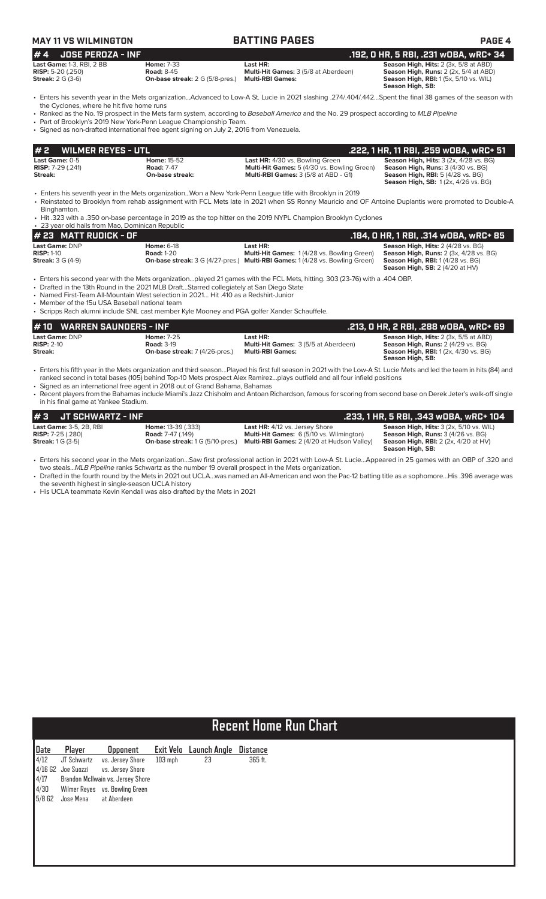**MAY 11 VS WILMINGTON** — **BATTING PAGES**

## # 4 JOSE PEROZA - INF — .192, 0 HR, 5 RBI, .231 wOBA, wRC+ 34

**Last Game:** 1-3, RBI, 2 BB
**RISP:** 5-20 (.250)
**Streak:** 2 G (3-6)

**Home:** 7-33
**Road:** 8-45
**On-base streak:** 2 G (5/8-pres.)

**Last HR:**
**Multi-Hit Games:** 3 (5/8 at Aberdeen)
**Multi-RBI Games:**

**Season High, Hits:** 2 (3x, 5/8 at ABD)
**Season High, Runs:** 2 (2x, 5/4 at ABD)
**Season High, RBI:** 1 (5x, 5/10 vs. WIL)
**Season High, SB:**

- Enters his seventh year in the Mets organization...Advanced to Low-A St. Lucie in 2021 slashing .274/.404/.442...Spent the final 38 games of the season with the Cyclones, where he hit five home runs
- Ranked as the No. 19 prospect in the Mets farm system, according to *Baseball America* and the No. 29 prospect according to *MLB Pipeline*
- Part of Brooklyn's 2019 New York-Penn League Championship Team.
- Signed as non-drafted international free agent signing on July 2, 2016 from Venezuela.

## # 2 WILMER REYES - UTL — .222, 1 HR, 11 RBI, .259 wOBA, wRC+ 51

**Last Game:** 0-5
**RISP:** 7-29 (.241)
**Streak:**

**Home:** 15-52
**Road:** 7-47
**On-base streak:**

**Last HR:** 4/30 vs. Bowling Green
**Multi-Hit Games:** 5 (4/30 vs. Bowling Green)
**Multi-RBI Games:** 3 (5/8 at ABD - G1)

**Season High, Hits:** 3 (2x, 4/28 vs. BG)
**Season High, Runs:** 3 (4/30 vs. BG)
**Season High, RBI:** 5 (4/28 vs. BG)
**Season High, SB:** 1 (2x, 4/26 vs. BG)

- Enters his seventh year in the Mets organization...Won a New York-Penn League title with Brooklyn in 2019
- Reinstated to Brooklyn from rehab assignment with FCL Mets late in 2021 when SS Ronny Mauricio and OF Antoine Duplantis were promoted to Double-A Binghamton.
- Hit .323 with a .350 on-base percentage in 2019 as the top hitter on the 2019 NYPL Champion Brooklyn Cyclones
- 23 year old hails from Mao, Dominican Republic

## # 23 MATT RUDICK - OF — .184, 0 HR, 1 RBI, .314 wOBA, wRC+ 85

**Last Game:** DNP
**RISP:** 1-10
**Streak:** 3 G (4-9)

**Home:** 6-18
**Road:** 1-20
**On-base streak:** 3 G (4/27-pres.)

**Last HR:**
**Multi-Hit Games:** 1 (4/28 vs. Bowling Green)
**Multi-RBI Games:** 1 (4/28 vs. Bowling Green)

**Season High, Hits:** 2 (4/28 vs. BG)
**Season High, Runs:** 2 (3x, 4/28 vs. BG)
**Season High, RBI:** 1 (4/28 vs. BG)
**Season High, SB:** 2 (4/20 at HV)

- Enters his second year with the Mets organization...played 21 games with the FCL Mets, hitting. 303 (23-76) with a .404 OBP.
- Drafted in the 13th Round in the 2021 MLB Draft...Starred collegiately at San Diego State
- Named First-Team All-Mountain West selection in 2021... Hit .410 as a Redshirt-Junior
- Member of the 15u USA Baseball national team
- Scripps Rach alumni include SNL cast member Kyle Mooney and PGA golfer Xander Schauffele.

## # 10 WARREN SAUNDERS - INF — .213, 0 HR, 2 RBI, .288 wOBA, wRC+ 69

**Last Game:** DNP
**RISP:** 2-10
**Streak:**

**Home:** 7-25
**Road:** 3-19
**On-base streak:** 7 (4/26-pres.)

**Last HR:**
**Multi-Hit Games:** 3 (5/5 at Aberdeen)
**Multi-RBI Games:**

**Season High, Hits:** 2 (3x, 5/5 at ABD)
**Season High, Runs:** 2 (4/29 vs. BG)
**Season High, RBI:** 1 (2x, 4/30 vs. BG)
**Season High, SB:**

- Enters his fifth year in the Mets organization and third season...Played his first full season in 2021 with the Low-A St. Lucie Mets and led the team in hits (84) and ranked second in total bases (105) behind Top-10 Mets prospect Alex Ramirez...plays outfield and all four infield positions
- Signed as an international free agent in 2018 out of Grand Bahama, Bahamas
- Recent players from the Bahamas include Miami's Jazz Chisholm and Antoan Richardson, famous for scoring from second base on Derek Jeter's walk-off single in his final game at Yankee Stadium.

## # 3 JT SCHWARTZ - INF — .233, 1 HR, 5 RBI, .343 wOBA, wRC+ 104

**Last Game:** 3-5, 2B, RBI
**RISP:** 7-25 (.280)
**Streak:** 1 G (3-5)

**Home:** 13-39 (.333)
**Road:** 7-47 (.149)
**On-base streak:** 1 G (5/10-pres.)

**Last HR:** 4/12 vs. Jersey Shore
**Multi-Hit Games:** 6 (5/10 vs. Wilmington)
**Multi-RBI Games:** 2 (4/20 at Hudson Valley)

**Season High, Hits:** 3 (2x, 5/10 vs. WIL)
**Season High, Runs:** 3 (4/26 vs. BG)
**Season High, RBI:** 2 (2x, 4/20 at HV)
**Season High, SB:**

- Enters his second year in the Mets organization...Saw first professional action in 2021 with Low-A St. Lucie...Appeared in 25 games with an OBP of .320 and two steals...*MLB Pipeline* ranks Schwartz as the number 19 overall prospect in the Mets organization.
- Drafted in the fourth round by the Mets in 2021 out UCLA...was named an All-American and won the Pac-12 batting title as a sophomore...His .396 average was the seventh highest in single-season UCLA history
- His UCLA teammate Kevin Kendall was also drafted by the Mets in 2021

# Recent Home Run Chart

| Date | Player | Opponent | Exit Velo | Launch Angle | Distance |
|---|---|---|---|---|---|
| 4/12 | JT Schwartz | vs. Jersey Shore | 103 mph | 23 | 365 ft. |
| 4/16 G2 | Joe Suozzi | vs. Jersey Shore | | | |
| 4/17 | Brandon McIlwain | vs. Jersey Shore | | | |
| 4/30 | Wilmer Reyes | vs. Bowling Green | | | |
| 5/8 G2 | Jose Mena | at Aberdeen | | | |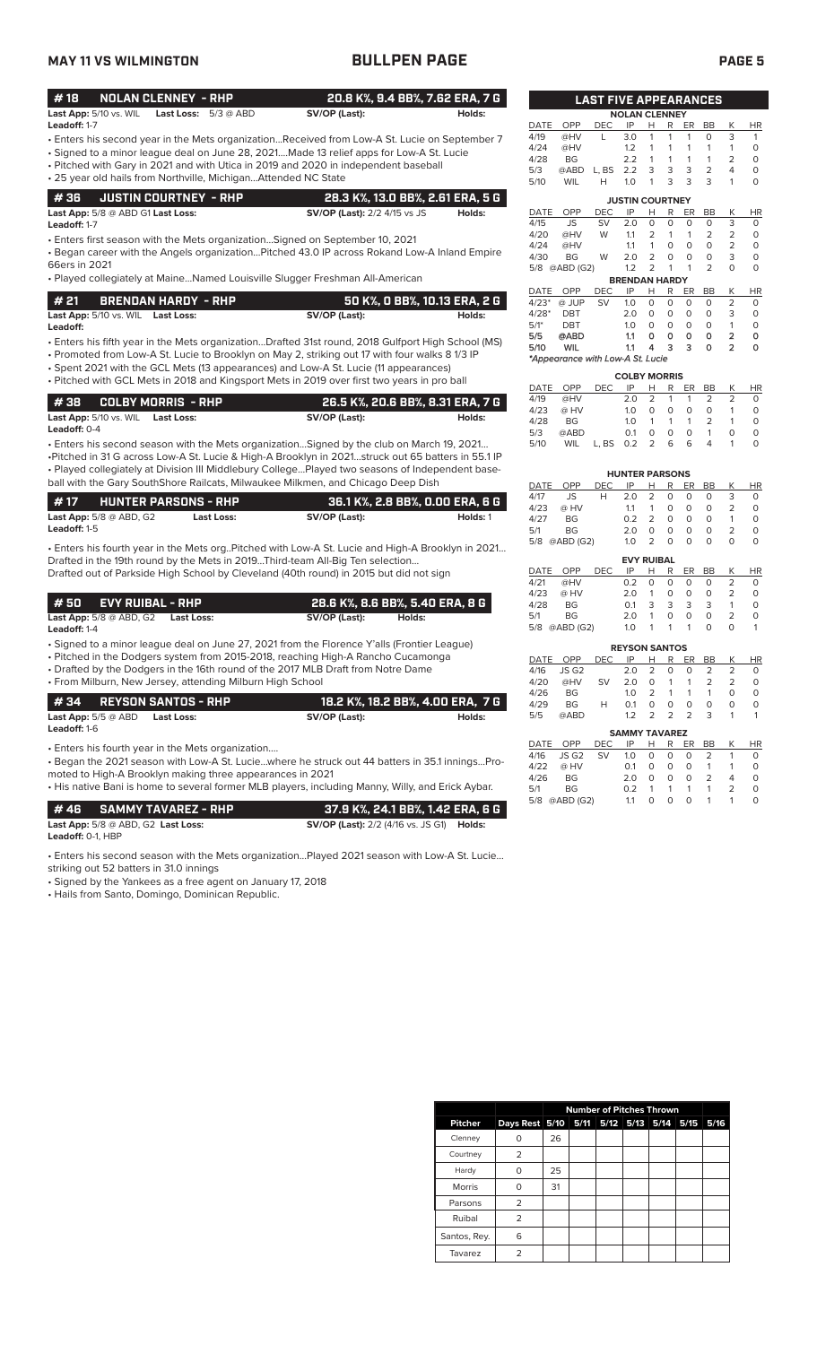## BULLPEN PAGE

### #18 NOLAN CLENNEY - RHP — 20.8 K%, 9.4 BB%, 7.62 ERA, 7 G

**Last App:** 5/10 vs. WIL **Last Loss:** 5/3 @ ABD **SV/OP (Last):** **Holds:**
**Leadoff:** 1-7

- Enters his second year in the Mets organization...Received from Low-A St. Lucie on September 7
- Signed to a minor league deal on June 28, 2021....Made 13 relief apps for Low-A St. Lucie
- Pitched with Gary in 2021 and with Utica in 2019 and 2020 in independent baseball
- 25 year old hails from Northville, Michigan...Attended NC State

### #36 JUSTIN COURTNEY - RHP — 28.3 K%, 13.0 BB%, 2.61 ERA, 5 G

**Last App:** 5/8 @ ABD G1 **Last Loss:** **SV/OP (Last):** 2/2 4/15 vs JS **Holds:**
**Leadoff:** 1-7

- Enters first season with the Mets organization...Signed on September 10, 2021
- Began career with the Angels organization...Pitched 43.0 IP across Rokand Low-A Inland Empire 66ers in 2021
- Played collegiately at Maine...Named Louisville Slugger Freshman All-American

### #21 BRENDAN HARDY - RHP — 50 K%, 0 BB%, 10.13 ERA, 2 G

**Last App:** 5/10 vs. WIL **Last Loss:** **SV/OP (Last):** **Holds:**
**Leadoff:**

- Enters his fifth year in the Mets organization...Drafted 31st round, 2018 Gulfport High School (MS)
- Promoted from Low-A St. Lucie to Brooklyn on May 2, striking out 17 with four walks 8 1/3 IP
- Spent 2021 with the GCL Mets (13 appearances) and Low-A St. Lucie (11 appearances)
- Pitched with GCL Mets in 2018 and Kingsport Mets in 2019 over first two years in pro ball

### #38 COLBY MORRIS - RHP — 26.5 K%, 20.6 BB%, 8.31 ERA, 7 G

**Last App:** 5/10 vs. WIL **Last Loss:** **SV/OP (Last):** **Holds:**
**Leadoff:** 0-4

- Enters his second season with the Mets organization...Signed by the club on March 19, 2021...
- Pitched in 31 G across Low-A St. Lucie & High-A Brooklyn in 2021...struck out 65 batters in 55.1 IP
- Played collegiately at Division III Middlebury College...Played two seasons of Independent baseball with the Gary SouthShore Railcats, Milwaukee Milkmen, and Chicago Deep Dish

### #17 HUNTER PARSONS - RHP — 36.1 K%, 2.8 BB%, 0.00 ERA, 6 G

**Last App:** 5/8 @ ABD, G2 **Last Loss:** **SV/OP (Last):** **Holds:** 1
**Leadoff:** 1-5

- Enters his fourth year in the Mets org..Pitched with Low-A St. Lucie and High-A Brooklyn in 2021... Drafted in the 19th round by the Mets in 2019...Third-team All-Big Ten selection... Drafted out of Parkside High School by Cleveland (40th round) in 2015 but did not sign

### #50 EVY RUIBAL - RHP — 28.6 K%, 8.6 BB%, 5.40 ERA, 8 G

**Last App:** 5/8 @ ABD, G2 **Last Loss:** **SV/OP (Last):** **Holds:**
**Leadoff:** 1-4

- Signed to a minor league deal on June 27, 2021 from the Florence Y'alls (Frontier League)
- Pitched in the Dodgers system from 2015-2018, reaching High-A Rancho Cucamonga
- Drafted by the Dodgers in the 16th round of the 2017 MLB Draft from Notre Dame
- From Milburn, New Jersey, attending Milburn High School

### #34 REYSON SANTOS - RHP — 18.2 K%, 18.2 BB%, 4.00 ERA, 7 G

**Last App:** 5/5 @ ABD **Last Loss:** **SV/OP (Last):** **Holds:**
**Leadoff:** 1-6

- Enters his fourth year in the Mets organization....
- Began the 2021 season with Low-A St. Lucie...where he struck out 44 batters in 35.1 innings...Promoted to High-A Brooklyn making three appearances in 2021
- His native Bani is home to several former MLB players, including Manny, Willy, and Erick Aybar.

### #46 SAMMY TAVAREZ - RHP — 37.9 K%, 24.1 BB%, 1.42 ERA, 6 G

**Last App:** 5/8 @ ABD, G2 **Last Loss:** **SV/OP (Last):** 2/2 (4/16 vs. JS G1) **Holds:**
**Leadoff:** 0-1, HBP

- Enters his second season with the Mets organization...Played 2021 season with Low-A St. Lucie... striking out 52 batters in 31.0 innings
- Signed by the Yankees as a free agent on January 17, 2018
- Hails from Santo, Domingo, Dominican Republic.

## LAST FIVE APPEARANCES

**NOLAN CLENNEY**

| DATE | OPP | DEC | IP | H | R | ER | BB | K | HR |
|---|---|---|---|---|---|---|---|---|---|
| 4/19 | @HV | L | 3.0 | 1 | 1 | 1 | 0 | 3 | 1 |
| 4/24 | @HV | | 1.2 | 1 | 1 | 1 | 1 | 1 | 0 |
| 4/28 | BG | | 2.2 | 1 | 1 | 1 | 1 | 2 | 0 |
| 5/3 | @ABD | L, BS | 2.2 | 3 | 3 | 3 | 2 | 4 | 0 |
| 5/10 | WIL | H | 1.0 | 1 | 3 | 3 | 3 | 1 | 0 |

**JUSTIN COURTNEY**

| DATE | OPP | DEC | IP | H | R | ER | BB | K | HR |
|---|---|---|---|---|---|---|---|---|---|
| 4/15 | JS | SV | 2.0 | 0 | 0 | 0 | 0 | 3 | 0 |
| 4/20 | @HV | W | 1.1 | 2 | 1 | 1 | 2 | 2 | 0 |
| 4/24 | @HV | | 1.1 | 1 | 0 | 0 | 0 | 2 | 0 |
| 4/30 | BG | W | 2.0 | 2 | 0 | 0 | 0 | 3 | 0 |
| 5/8 | @ABD (G2) | | 1.2 | 2 | 1 | 1 | 2 | 0 | 0 |

**BRENDAN HARDY**

| DATE | OPP | DEC | IP | H | R | ER | BB | K | HR |
|---|---|---|---|---|---|---|---|---|---|
| 4/23* | @ JUP | SV | 1.0 | 0 | 0 | 0 | 0 | 2 | 0 |
| 4/28* | DBT | | 2.0 | 0 | 0 | 0 | 0 | 3 | 0 |
| 5/1* | DBT | | 1.0 | 0 | 0 | 0 | 0 | 1 | 0 |
| 5/5 | @ABD | | 1.1 | 0 | 0 | 0 | 0 | 2 | 0 |
| 5/10 | WIL | | 1.1 | 4 | 3 | 3 | 0 | 2 | 0 |

*Appearance with Low-A St. Lucie

**COLBY MORRIS**

| DATE | OPP | DEC | IP | H | R | ER | BB | K | HR |
|---|---|---|---|---|---|---|---|---|---|
| 4/19 | @HV | | 2.0 | 2 | 1 | 1 | 2 | 2 | 0 |
| 4/23 | @ HV | | 1.0 | 0 | 0 | 0 | 0 | 1 | 0 |
| 4/28 | BG | | 1.0 | 1 | 1 | 1 | 2 | 1 | 0 |
| 5/3 | @ABD | | 0.1 | 0 | 0 | 0 | 1 | 0 | 0 |
| 5/10 | WIL | L, BS | 0.2 | 2 | 6 | 6 | 4 | 1 | 0 |

**HUNTER PARSONS**

| DATE | OPP | DEC | IP | H | R | ER | BB | K | HR |
|---|---|---|---|---|---|---|---|---|---|
| 4/17 | JS | H | 2.0 | 2 | 0 | 0 | 0 | 3 | 0 |
| 4/23 | @ HV | | 1.1 | 1 | 0 | 0 | 0 | 2 | 0 |
| 4/27 | BG | | 0.2 | 2 | 0 | 0 | 0 | 1 | 0 |
| 5/1 | BG | | 2.0 | 0 | 0 | 0 | 0 | 2 | 0 |
| 5/8 | @ABD (G2) | | 1.0 | 2 | 0 | 0 | 0 | 0 | 0 |

**EVY RUIBAL**

| DATE | OPP | DEC | IP | H | R | ER | BB | K | HR |
|---|---|---|---|---|---|---|---|---|---|
| 4/21 | @HV | | 0.2 | 0 | 0 | 0 | 0 | 2 | 0 |
| 4/23 | @ HV | | 2.0 | 1 | 0 | 0 | 0 | 2 | 0 |
| 4/28 | BG | | 0.1 | 3 | 3 | 3 | 3 | 1 | 0 |
| 5/1 | BG | | 2.0 | 1 | 0 | 0 | 0 | 2 | 0 |
| 5/8 | @ABD (G2) | | 1.0 | 1 | 1 | 1 | 0 | 0 | 1 |

**REYSON SANTOS**

| DATE | OPP | DEC | IP | H | R | ER | BB | K | HR |
|---|---|---|---|---|---|---|---|---|---|
| 4/16 | JS G2 | | 2.0 | 2 | 0 | 0 | 2 | 2 | 0 |
| 4/20 | @HV | SV | 2.0 | 0 | 1 | 1 | 2 | 2 | 0 |
| 4/26 | BG | | 1.0 | 2 | 1 | 1 | 1 | 0 | 0 |
| 4/29 | BG | H | 0.1 | 0 | 0 | 0 | 0 | 0 | 0 |
| 5/5 | @ABD | | 1.2 | 2 | 2 | 2 | 3 | 1 | 1 |

**SAMMY TAVAREZ**

| DATE | OPP | DEC | IP | H | R | ER | BB | K | HR |
|---|---|---|---|---|---|---|---|---|---|
| 4/16 | JS G2 | SV | 1.0 | 0 | 0 | 0 | 2 | 1 | 0 |
| 4/22 | @ HV | | 0.1 | 0 | 0 | 0 | 1 | 1 | 0 |
| 4/26 | BG | | 2.0 | 0 | 0 | 0 | 2 | 4 | 0 |
| 5/1 | BG | | 0.2 | 1 | 1 | 1 | 1 | 2 | 0 |
| 5/8 | @ABD (G2) | | 1.1 | 0 | 0 | 0 | 1 | 1 | 0 |

## Number of Pitches Thrown

| Pitcher | Days Rest | 5/10 | 5/11 | 5/12 | 5/13 | 5/14 | 5/15 | 5/16 |
|---|---|---|---|---|---|---|---|---|
| Clenney | 0 | 26 | | | | | | |
| Courtney | 2 | | | | | | | |
| Hardy | 0 | 25 | | | | | | |
| Morris | 0 | 31 | | | | | | |
| Parsons | 2 | | | | | | | |
| Ruibal | 2 | | | | | | | |
| Santos, Rey. | 6 | | | | | | | |
| Tavarez | 2 | | | | | | | |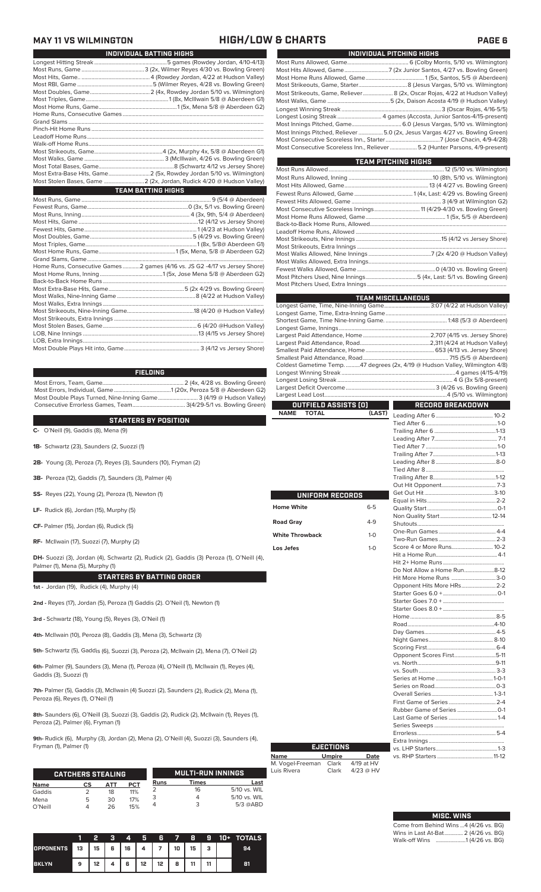# MAY 11 VS WILMINGTON — HIGH/LOW & CHARTS

## INDIVIDUAL BATTING HIGHS

| | |
|---|---|
| Longest Hitting Streak | 5 games (Rowdey Jordan, 4/10-4/13) |
| Most Runs, Game | 3 (2x, Wilmer Reyes 4/30 vs. Bowling Green) |
| Most Hits, Game | 4 (Rowdey Jordan, 4/22 at Hudson Valley) |
| Most RBI, Game | 5 (Wilmer Reyes, 4/28 vs. Bowling Green) |
| Most Doubles, Game | 2 (4x, Rowdey Jordan 5/10 vs. Wilmington) |
| Most Triples, Game | 1 (8x, McIlwain 5/8 @ Aberdeen G1) |
| Most Home Runs, Game | 1 (5x, Mena 5/8 @ Aberdeen G2) |
| Home Runs, Consecutive Games | |
| Grand Slams | |
| Pinch-Hit Home Runs | |
| Leadoff Home Runs | |
| Walk-off Home Runs | |
| Most Strikeouts, Game | 4 (2x, Murphy 4x, 5/8 @ Aberdeen G1) |
| Most Walks, Game | 3 (McIlwain, 4/26 vs. Bowling Green) |
| Most Total Bases, Game | 8 (Schwartz 4/12 vs Jersey Shore) |
| Most Extra-Base Hits, Game | 2 (5x, Rowdey Jordan 5/10 vs. Wilmington) |
| Most Stolen Bases, Game | 2 (2x, Jordan, Rudick 4/20 @ Hudson Valley) |

## TEAM BATTING HIGHS

| | |
|---|---|
| Most Runs, Game | 9 (5/4 @ Aberdeen) |
| Fewest Runs, Game | 0 (3x, 5/1 vs. Bowling Green) |
| Most Runs, Inning | 4 (3x, 9th, 5/4 @ Aberdeen) |
| Most Hits, Game | 12 (4/12 vs Jersey Shore) |
| Fewest Hits, Game | 1 (4/23 at Hudson Valley) |
| Most Doubles, Game | 5 (4/29 vs. Bowling Green) |
| Most Triples, Game | 1 (8x, 5/8@ Aberdeen G1) |
| Most Home Runs, Game | 1 (5x, Mena 5/8 @ Aberdeen G2) |
| Grand Slams, Game | |
| Home Runs, Consecutive Games | 2 games (4/16 vs. JS G2 -4/17 vs Jersey Shore) |
| Most Home Runs, Inning | 1 (5x, Jose Mena 5/8 @ Aberdeen G2) |
| Back-to-Back Home Runs | |
| Most Extra-Base Hits, Game | 5 (2x 4/29 vs. Bowling Green) |
| Most Walks, Nine-Inning Game | 8 (4/22 at Hudson Valley) |
| Most Walks, Extra Innings | |
| Most Strikeouts, Nine-Inning Game | 18 (4/20 @ Hudson Valley) |
| Most Strikeouts, Extra Innings | |
| Most Stolen Bases, Game | 6 (4/20 @Hudson Valley) |
| LOB, Nine Innings | 13 (4/15 vs Jersey Shore) |
| LOB, Extra Innings | |
| Most Double Plays Hit into, Game | 3 (4/12 vs Jersey Shore) |

## FIELDING

| | |
|---|---|
| Most Errors, Team, Game | 2 (4x, 4/28 vs. Bowling Green) |
| Most Errors, Individual, Game | 1 (20x, Peroza 5/8 @ Aberdeen G2) |
| Most Double Plays Turned, Nine-Inning Game | 3 (4/19@ Hudson Valley) |
| Consecutive Errorless Games, Team | 3(4/29-5/1 vs. Bowling Green) |

## STARTERS BY POSITION

**C-** O'Neill (9), Gaddis (8), Mena (9)

**1B-** Schwartz (23), Saunders (2, Suozzi (1)

**2B-** Young (3), Peroza (7), Reyes (3), Saunders (10), Fryman (2)

**3B-** Peroza (12), Gaddis (7), Saunders (3), Palmer (4)

**SS-** Reyes (22), Young (2), Peroza (1), Newton (1)

**LF-** Rudick (6), Jordan (15), Murphy (5)

**CF-** Palmer (15), Jordan (6), Rudick (5)

**RF-** McIlwain (17), Suozzi (7), Murphy (2)

**DH-** Suozzi (3), Jordan (4), Schwartz (2), Rudick (2), Gaddis (3) Peroza (1), O'Neill (4), Palmer (1), Mena (5), Murphy (1)

## STARTERS BY BATTING ORDER

**1st -** Jordan (19), Rudick (4), Murphy (4)

**2nd -** Reyes (17), Jordan (5), Peroza (1) Gaddis (2). O'Neill (1), Newton (1)

**3rd -** Schwartz (18), Young (5), Reyes (3), O'Neil (1)

**4th-** McIlwain (10), Peroza (8), Gaddis (3), Mena (3), Schwartz (3)

**5th-** Schwartz (5), Gaddis (6), Suozzi (3), Peroza (2), McIlwain (2), Mena (7), O'Neil (2)

**6th-** Palmer (9), Saunders (3), Mena (1), Peroza (4), O'Neill (1), McIlwain (1), Reyes (4), Gaddis (3), Suozzi (1)

**7th-** Palmer (5), Gaddis (3), McIlwain (4) Suozzi (2), Saunders (2), Rudick (2), Mena (1), Peroza (6), Reyes (1), O'Neil (1)

**8th-** Saunders (6), O'Neill (3), Suozzi (3), Gaddis (2), Rudick (2), McIlwain (1), Reyes (1), Peroza (2), Palmer (6), Fryman (1)

**9th-** Rudick (6), Murphy (3), Jordan (2), Mena (2), O'Neill (4), Suozzi (3), Saunders (4), Fryman (1), Palmer (1)

## CATCHERS STEALING

| Name | CS | ATT | PCT |
|---|---|---|---|
| Gaddis | 2 | 18 | 11% |
| Mena | 5 | 30 | 17% |
| O'Neill | 4 | 26 | 15% |

## MULTI-RUN INNINGS

| Runs | Times | Last |
|---|---|---|
| 2 | 16 | 5/10 vs. WIL |
| 3 | 4 | 5/10 vs. WIL |
| 4 | 3 | 5/3 @ABD |

| | 1 | 2 | 3 | 4 | 5 | 6 | 7 | 8 | 9 | 10+ | TOTALS |
|---|---|---|---|---|---|---|---|---|---|---|---|
| OPPONENTS | 13 | 15 | 6 | 16 | 4 | 7 | 10 | 15 | 3 | | 94 |
| BKLYN | 9 | 12 | 4 | 6 | 12 | 12 | 8 | 11 | 11 | | 81 |

## INDIVIDUAL PITCHING HIGHS

| | |
|---|---|
| Most Runs Allowed, Game | 6 (Colby Morris, 5/10 vs. Wilmington) |
| Most Hits Allowed, Game | 7 (2x Junior Santos, 4/27 vs. Bowling Green) |
| Most Home Runs Allowed, Game | 1 (5x, Santos, 5/5 @ Aberdeen) |
| Most Strikeouts, Game, Starter | 8 (Jesus Vargas, 5/10 vs. Wilmington) |
| Most Strikeouts, Game, Reliever | 8 (2x, Oscar Rojas, 4/22 at Hudson Valley) |
| Most Walks, Game | 5 (2x, Daison Acosta 4/19 @ Hudson Valley) |
| Longest Winning Streak | 3 (Oscar Rojas, 4/16-5/5) |
| Longest Losing Streak | 4 games (Accosta, Junior Santos-4/15-present) |
| Most Innings Pitched, Game | 6.0 (Jesus Vargas, 5/10 vs. Wilmington) |
| Most Innings Pitched, Reliever | 5.0 (2x, Jesus Vargas 4/27 vs. Bowling Green) |
| Most Consecutive Scoreless Inn., Starter | 7 (Jose Chacin, 4/9-4/28) |
| Most Consecutive Scoreless Inn., Reliever | 5.2 (Hunter Parsons, 4/9-present) |

## TEAM PITCHING HIGHS

| | |
|---|---|
| Most Runs Allowed | 12 (5/10 vs. Wilmington) |
| Most Runs Allowed, Inning | 10 (8th, 5/10 vs. Wilmington) |
| Most Hits Allowed, Game | 13 (4 4/27 vs. Bowling Green) |
| Fewest Runs Allowed, Game | 1 (4x, Last: 4/29 vs. Bowling Green) |
| Fewest Hits Allowed, Game | 3 (4/9 at Wilmington G2) |
| Most Consecutive Scoreless Innings | 11 (4/29-4/30 vs. Bowling Green) |
| Most Home Runs Allowed, Game | 1 (5x, 5/5 @ Aberdeen) |
| Back-to-Back Home Runs, Allowed | |
| Leadoff Home Runs, Allowed | |
| Most Strikeouts, Nine Innings | 15 (4/12 vs Jersey Shore) |
| Most Strikeouts, Extra Innings | |
| Most Walks Allowed, Nine Innings | 7 (2x 4/20 @ Hudson Valley) |
| Most Walks Allowed, Extra Innings | |
| Fewest Walks Allowed, Game | 0 (4/30 vs. Bowling Green) |
| Most Pitchers Used, Nine Innings | 5 (4x, Last: 5/1 vs. Bowling Green) |
| Most Pitchers Used, Extra Innings | |

## TEAM MISCELLANEOUS

| | |
|---|---|
| Longest Game, Time, Nine-Inning Game | 3:07 (4/22 at Hudson Valley) |
| Longest Game, Time, Extra-Inning Game | |
| Shortest Game, Time Nine-Inning Game. | 1:48 (5/3 @ Aberdeen) |
| Longest Game, Innings | |
| Largest Paid Attendance, Home | 2,707 (4/15 vs. Jersey Shore) |
| Largest Paid Attendance, Road | 2,311 (4/24 at Hudson Valley) |
| Smallest Paid Attendance, Home | 653 (4/13 vs. Jersey Shore) |
| Smallest Paid Attendance, Road | 715 (5/5 @ Aberdeen) |
| Coldest Gametime Temp. | 47 degrees (2x, 4/19 @ Hudson Valley, Wilmington 4/8) |
| Longest Winning Streak | 4 games (4/15-4/19) |
| Longest Losing Streak | 4 G (3x 5/8-present) |
| Largest Deficit Overcome | 3 (4/26 vs. Bowling Green) |
| Largest Lead Lost | 4 (5/10 vs. Wilmington) |

## OUTFIELD ASSISTS (0)

| NAME | TOTAL | (LAST) |
|---|---|---|

## UNIFORM RECORDS

| | |
|---|---|
| Home White | 6-5 |
| Road Gray | 4-9 |
| White Throwback | 1-0 |
| Los Jefes | 1-0 |

## RECORD BREAKDOWN

| | |
|---|---|
| Leading After 6 | 10-2 |
| Tied After 6 | 1-0 |
| Trailing After 6 | 1-13 |
| Leading After 7 | 7-1 |
| Tied After 7 | 1-0 |
| Trailing After 7 | 1-13 |
| Leading After 8 | 8-0 |
| Tied After 8 | |
| Trailing After 8 | 1-12 |
| Out Hit Opponent | 7-3 |
| Get Out Hit | 3-10 |
| Equal in Hits | 2-2 |
| Quality Start | 0-1 |
| Non Quality Start | 12-14 |
| Shutouts | |
| One-Run Games | 4-4 |
| Two-Run Games | 2-3 |
| Score 4 or More Runs | 10-2 |
| Hit a Home Run | 4-1 |
| Hit 2+ Home Runs | |
| Do Not Allow a Home Run | 8-12 |
| Hit More Home Runs | 3-0 |
| Opponent Hits More HRs | 2-2 |
| Starter Goes 6.0 + | 0-1 |
| Starter Goes 7.0 + | |
| Starter Goes 8.0 + | |
| Home | 8-5 |
| Road | 4-10 |
| Day Games | 4-5 |
| Night Games | 8-10 |
| Scoring First | 6-4 |
| Opponent Scores First | 5-11 |
| vs. North | 9-11 |
| vs. South | 3-3 |
| Series at Home | 1-0-1 |
| Series on Road | 0-3 |
| Overall Series | 1-3-1 |
| First Game of Series | 2-4 |
| Rubber Game of Series | 0-1 |
| Last Game of Series | 1-4 |
| Series Sweeps | |
| Errorless | 5-4 |
| Extra Innings | |
| vs. LHP Starters | 1-3 |
| vs. RHP Starters | 11-12 |

## EJECTIONS

| Name | Umpire | Date |
|---|---|---|
| M. Vogel-Freeman | Clark | 4/19 at HV |
| Luis Rivera | Clark | 4/23 @ HV |

## MISC. WINS

| | |
|---|---|
| Come from Behind Wins | 4 (4/26 vs. BG) |
| Wins in Last At-Bat | 2 (4/26 vs. BG) |
| Walk-off Wins | 1 (4/26 vs. BG) |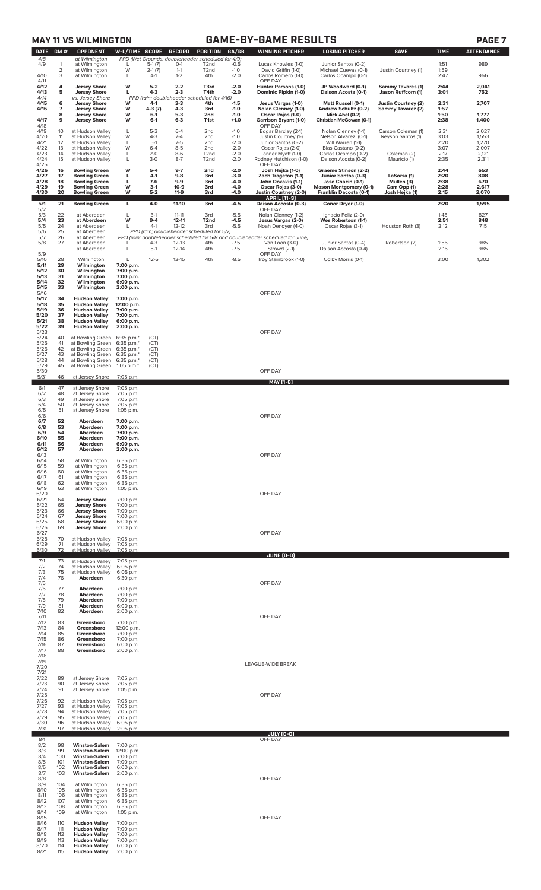## MAY 11 VS WILMINGTON

# GAME-BY-GAME RESULTS

| DATE | GM # | OPPONENT | W-L/TIME | SCORE | RECORD | POSITION | GA/GB | WINNING PITCHER | LOSING PITCHER | SAVE | TIME | ATTENDANCE |
|---|---|---|---|---|---|---|---|---|---|---|---|---|
| 4/8 | | at Wilmington | PPD (Wet Grounds; doubleheader scheduled for 4/9) | | | | | | | | | |
| 4/9 | 1 | at Wilmington | L | 5-1 (7) | 0-1 | T2nd | -0.5 | Lucas Knowles (1-0) | Junior Santos (0-2) | | 1:51 | 989 |
| | 2 | at Wilmington | W | 2-1 (7) | 1-1 | T2nd | -1.0 | David Griffin (1-0) | Michael Cuevas (0-1) | Justin Courtney (1) | 1:59 | |
| 4/10 | 3 | at Wilmington | L | 4-1 | 1-2 | 4th | -2.0 | Carlos Romero (1-0) | Carlos Ocampo (0-1) | | 2:47 | 966 |
| 4/11 | | | | | | | | OFF DAY | | | | |
| **4/12** | **4** | **Jersey Shore** | **W** | **5-2** | **2-2** | **T3rd** | **-2.0** | **Hunter Parsons (1-0)** | **JP Woodward (0-1)** | **Sammy Tavares (1)** | **2:44** | **2,041** |
| **4/13** | **5** | **Jersey Shore** | **L** | **4-3** | **2-3** | **T4th** | **-2.0** | **Dominic Pipkin (1-0)** | **Daison Acosta (0-1)** | **Jason Ruffcorn (1)** | **3:01** | **752** |
| 4/14 | | vs. Jersey Shore | PPD (rain; doubleheader scheduled for 4/16) | | | | | | | | | |
| **4/15** | **6** | **Jersey Shore** | **W** | **4-1** | **3-3** | **4th** | **-1.5** | **Jesus Vargas (1-0)** | **Matt Russell (0-1)** | **Justin Courtney (2)** | **2:31** | **2,707** |
| **4/16** | **7** | **Jersey Shore** | **W** | **4-3 (7)** | **4-3** | **3rd** | **-1.0** | **Nolan Clenney (1-0)** | **Andrew Schultz (0-2)** | **Sammy Tavarez (2)** | **1:57** | |
| | **8** | **Jersey Shore** | **W** | **6-1** | **5-3** | **2nd** | **-1.0** | **Oscar Rojas (1-0)** | **Mick Abel (0-2)** | | **1:50** | **1,777** |
| **4/17** | **9** | **Jersey Shore** | **W** | **6-1** | **6-3** | **T1st** | **+1.0** | **Garrison Bryant (1-0)** | **Christian McGowan (0-1)** | | **2:38** | **1,400** |
| 4/18 | | | | | | | | OFF DAY | | | | |
| 4/19 | 10 | at Hudson Valley | L | 5-3 | 6-4 | 2nd | -1.0 | Edgar Barclay (2-1) | Nolan Clenney (1-1) | Carson Coleman (1) | 2:31 | 2,027 |
| 4/20 | 11 | at Hudson Valley | W | 4-3 | 7-4 | 2nd | -1.0 | Justin Courtney (1-) | Nelson Alvarez (0-1) | Reyson Santos (1) | 3:03 | 1,553 |
| 4/21 | 12 | at Hudson Valley | L | 5-1 | 7-5 | 2nd | -2.0 | Junior Santos (0-2) | Will Warren (1-1) | | 2:20 | 1,270 |
| 4/22 | 13 | at Hudson Valley | W | 6-4 | 8-5 | 2nd | -2.0 | Oscar Rojas (2-0) | Blas Castano (0-2) | | 3:07 | 2,007 |
| 4/23 | 14 | at Hudson Valley | L | 2-0 | 8-6 | T2nd | -2.0 | Tanner Myatt (1-0) | Carlos Ocampo (0-2) | Coleman (2) | 2:17 | 2,121 |
| 4/24 | 15 | at Hudson Valley | L | 3-0 | 8-7 | T2nd | -2.0 | Rodney Hutchison (1-0) | Daison Acosta (0-2) | Mauricio (1) | 2:35 | 2,311 |
| 4/25 | | | | | | | | OFF DAY | | | | |
| **4/26** | **16** | **Bowling Green** | **W** | **5-4** | **9-7** | **2nd** | **-2.0** | **Josh Hejka (1-0)** | **Graeme Stinson (2-2)** | | **2:44** | **653** |
| **4/27** | **17** | **Bowling Green** | **L** | **4-1** | **9-8** | **3rd** | **-3.0** | **Zach Trageton (1-1)** | **Junior Santos (0-3)** | **LaSorsa (1)** | **2:20** | **808** |
| **4/28** | **18** | **Bowling Green** | **L** | **7-6** | **9-9** | **3rd** | **-4.0** | **John Doxakis (1-1)** | **Jose Chacin (0-1)** | **Mullen (3)** | **2:38** | **670** |
| **4/29** | **19** | **Bowling Green** | **W** | **3-1** | **10-9** | **3rd** | **-4.0** | **Oscar Rojas (3-0)** | **Mason Montgomery (0-1)** | **Cam Opp (1)** | **2:28** | **2,617** |
| **4/30** | **20** | **Bowling Green** | **W** | **5-2** | **11-9** | **3rd** | **-4.0** | **Justin Courtney (2-0)** | **Franklin Dacosta (0-1)** | **Josh Hejka (1)** | **2:15** | **2,070** |
| | | | | | | | | **APRIL [11-9]** | | | | |
| **5/1** | **21** | **Bowling Green** | **L** | **4-0** | **11-10** | **3rd** | **-4.5** | **Daison Accosta (0-3)** | **Conor Dryer (1-0)** | | **2:20** | **1,595** |
| 5/2 | | | | | | | | OFF DAY | | | | |
| 5/3 | 22 | at Aberdeen | L | 3-1 | 11-11 | 3rd | -5.5 | Nolan Clenney (1-2) | Ignacio Feliz (2-0) | | 1:48 | 827 |
| **5/4** | **23** | **at Aberdeen** | **W** | **9-4** | **12-11** | **T2nd** | **-4.5** | **Jesus Vargas (2-0)** | **Wes Robertson (1-1)** | | **2:51** | **848** |
| 5/5 | 24 | at Aberdeen | L | 4-1 | 12-12 | 3rd | -5.5 | Noah Denoyer (4-0) | Oscar Rojas (3-1) | Houston Roth (3) | 2:12 | 715 |
| 5/6 | 25 | at Aberdeen | PPD (rain; doubleheader scheduled for 5/7) | | | | | | | | | |
| 5/7 | 26 | at Aberdeen | PPD (rain; doubleheader scheduled for 5/8 and doubleheader scheduled for June) | | | | | | | | | |
| 5/8 | 27 | at Aberdeen | L | 4-3 | 12-13 | 4th | -7.5 | Van Loon (3-0) | Junior Santos (0-4) | Robertson (2) | 1:56 | 985 |
| | | at Aberdeen | L | 5-1 | 12-14 | 4th | -7.5 | Strowd (2-1) | Daison Accosta (0-4) | | 2:16 | 985 |
| 5/9 | | | | | | | | OFF DAY | | | | |
| 5/10 | 28 | Wilmington | L | 12-5 | 12-15 | 4th | -8.5 | Troy Stainbrook (1-0) | Colby Morris (0-1) | | 3:00 | 1,302 |
| **5/11** | **29** | **Wilmington** | **7:00 p.m.** | | | | | | | | | |
| **5/12** | **30** | **Wilmington** | **7:00 p.m.** | | | | | | | | | |
| **5/13** | **31** | **Wilmington** | **7:00 p.m.** | | | | | | | | | |
| **5/14** | **32** | **Wilmington** | **6:00 p.m.** | | | | | | | | | |
| **5/15** | **33** | **Wilmington** | **2:00 p.m.** | | | | | | | | | |
| 5/16 | | | | | | | | OFF DAY | | | | |
| **5/17** | **34** | **Hudson Valley** | **7:00 p.m.** | | | | | | | | | |
| **5/18** | **35** | **Hudson Valley** | **12:00 p.m.** | | | | | | | | | |
| **5/19** | **36** | **Hudson Valley** | **7:00 p.m.** | | | | | | | | | |
| **5/20** | **37** | **Hudson Valley** | **7:00 p.m.** | | | | | | | | | |
| **5/21** | **38** | **Hudson Valley** | **6:00 p.m.** | | | | | | | | | |
| **5/22** | **39** | **Hudson Valley** | **2:00 p.m.** | | | | | | | | | |
| 5/23 | | | | | | | | OFF DAY | | | | |
| 5/24 | 40 | at Bowling Green | 6:35 p.m.* | (CT) | | | | | | | | |
| 5/25 | 41 | at Bowling Green | 6:35 p.m.* | (CT) | | | | | | | | |
| 5/26 | 42 | at Bowling Green | 6:35 p.m.* | (CT) | | | | | | | | |
| 5/27 | 43 | at Bowling Green | 6:35 p.m.* | (CT) | | | | | | | | |
| 5/28 | 44 | at Bowling Green | 6:35 p.m.* | (CT) | | | | | | | | |
| 5/29 | 45 | at Bowling Green | 1:05 p.m.* | (CT) | | | | | | | | |
| 5/30 | | | | | | | | OFF DAY | | | | |
| 5/31 | 46 | at Jersey Shore | 7:05 p.m. | | | | | | | | | |
| | | | | | | | | **MAY [1-6]** | | | | |
| 6/1 | 47 | at Jersey Shore | 7:05 p.m. | | | | | | | | | |
| 6/2 | 48 | at Jersey Shore | 7:05 p.m. | | | | | | | | | |
| 6/3 | 49 | at Jersey Shore | 7:05 p.m. | | | | | | | | | |
| 6/4 | 50 | at Jersey Shore | 7:05 p.m. | | | | | | | | | |
| 6/5 | 51 | at Jersey Shore | 1:05 p.m. | | | | | | | | | |
| 6/6 | | | | | | | | OFF DAY | | | | |
| **6/7** | **52** | **Aberdeen** | **7:00 p.m.** | | | | | | | | | |
| **6/8** | **53** | **Aberdeen** | **7:00 p.m.** | | | | | | | | | |
| **6/9** | **54** | **Aberdeen** | **7:00 p.m.** | | | | | | | | | |
| **6/10** | **55** | **Aberdeen** | **7:00 p.m.** | | | | | | | | | |
| **6/11** | **56** | **Aberdeen** | **6:00 p.m.** | | | | | | | | | |
| **6/12** | **57** | **Aberdeen** | **2:00 p.m.** | | | | | | | | | |
| 6/13 | | | | | | | | OFF DAY | | | | |
| 6/14 | 58 | at Wilmington | 6:35 p.m. | | | | | | | | | |
| 6/15 | 59 | at Wilmington | 6:35 p.m. | | | | | | | | | |
| 6/16 | 60 | at Wilmington | 6:35 p.m. | | | | | | | | | |
| 6/17 | 61 | at Wilmington | 6:35 p.m. | | | | | | | | | |
| 6/18 | 62 | at Wilmington | 6:35 p.m. | | | | | | | | | |
| 6/19 | 63 | at Wilmington | 1:05 p.m. | | | | | | | | | |
| 6/20 | | | | | | | | OFF DAY | | | | |
| 6/21 | 64 | **Jersey Shore** | 7:00 p.m. | | | | | | | | | |
| 6/22 | 65 | **Jersey Shore** | 7:00 p.m. | | | | | | | | | |
| 6/23 | 66 | **Jersey Shore** | 7:00 p.m. | | | | | | | | | |
| 6/24 | 67 | **Jersey Shore** | 7:00 p.m. | | | | | | | | | |
| 6/25 | 68 | **Jersey Shore** | 6:00 p.m. | | | | | | | | | |
| 6/26 | 69 | **Jersey Shore** | 2:00 p.m. | | | | | | | | | |
| 6/27 | | | | | | | | OFF DAY | | | | |
| 6/28 | 70 | at Hudson Valley | 7:05 p.m. | | | | | | | | | |
| 6/29 | 71 | at Hudson Valley | 7:05 p.m. | | | | | | | | | |
| 6/30 | 72 | at Hudson Valley | 7:05 p.m. | | | | | | | | | |
| | | | | | | | | **JUNE [0-0]** | | | | |
| 7/1 | 73 | at Hudson Valley | 7:05 p.m. | | | | | | | | | |
| 7/2 | 74 | at Hudson Valley | 6:05 p.m. | | | | | | | | | |
| 7/3 | 75 | at Hudson Valley | 6:05 p.m. | | | | | | | | | |
| 7/4 | 76 | **Aberdeen** | 6:30 p.m. | | | | | | | | | |
| 7/5 | | | | | | | | OFF DAY | | | | |
| 7/6 | 77 | **Aberdeen** | 7:00 p.m. | | | | | | | | | |
| 7/7 | 78 | **Aberdeen** | 7:00 p.m. | | | | | | | | | |
| 7/8 | 79 | **Aberdeen** | 7:00 p.m. | | | | | | | | | |
| 7/9 | 81 | **Aberdeen** | 6:00 p.m. | | | | | | | | | |
| 7/10 | 82 | **Aberdeen** | 2:00 p.m. | | | | | | | | | |
| 7/11 | | | | | | | | OFF DAY | | | | |
| 7/12 | 83 | **Greensboro** | 7:00 p.m. | | | | | | | | | |
| 7/13 | 84 | **Greensboro** | 12:00 p.m. | | | | | | | | | |
| 7/14 | 85 | **Greensboro** | 7:00 p.m. | | | | | | | | | |
| 7/15 | 86 | **Greensboro** | 7:00 p.m. | | | | | | | | | |
| 7/16 | 87 | **Greensboro** | 6:00 p.m. | | | | | | | | | |
| 7/17 | 88 | **Greensboro** | 2:00 p.m. | | | | | | | | | |
| 7/18 | | | | | | | | | | | | |
| 7/19 | | | | | | | | LEAGUE-WIDE BREAK | | | | |
| 7/20 | | | | | | | | | | | | |
| 7/21 | | | | | | | | | | | | |
| 7/22 | 89 | at Jersey Shore | 7:05 p.m. | | | | | | | | | |
| 7/23 | 90 | at Jersey Shore | 7:05 p.m. | | | | | | | | | |
| 7/24 | 91 | at Jersey Shore | 1:05 p.m. | | | | | | | | | |
| 7/25 | | | | | | | | OFF DAY | | | | |
| 7/26 | 92 | at Hudson Valley | 7:05 p.m. | | | | | | | | | |
| 7/27 | 93 | at Hudson Valley | 7:05 p.m. | | | | | | | | | |
| 7/28 | 94 | at Hudson Valley | 7:05 p.m. | | | | | | | | | |
| 7/29 | 95 | at Hudson Valley | 7:05 p.m. | | | | | | | | | |
| 7/30 | 96 | at Hudson Valley | 6:05 p.m. | | | | | | | | | |
| 7/31 | 97 | at Hudson Valley | 2:05 p.m. | | | | | | | | | |
| | | | | | | | | **JULY [0-0]** | | | | |
| 8/1 | | | | | | | | OFF DAY | | | | |
| 8/2 | 98 | **Winston-Salem** | 7:00 p.m. | | | | | | | | | |
| 8/3 | 99 | **Winston-Salem** | 12:00 p.m. | | | | | | | | | |
| 8/4 | 100 | **Winston-Salem** | 7:00 p.m. | | | | | | | | | |
| 8/5 | 101 | **Winston-Salem** | 7:00 p.m. | | | | | | | | | |
| 8/6 | 102 | **Winston-Salem** | 6:00 p.m. | | | | | | | | | |
| 8/7 | 103 | **Winston-Salem** | 2:00 p.m. | | | | | | | | | |
| 8/8 | | | | | | | | OFF DAY | | | | |
| 8/9 | 104 | at Wilmington | 6:35 p.m. | | | | | | | | | |
| 8/10 | 105 | at Wilmington | 6:35 p.m. | | | | | | | | | |
| 8/11 | 106 | at Wilmington | 6:35 p.m. | | | | | | | | | |
| 8/12 | 107 | at Wilmington | 6:35 p.m. | | | | | | | | | |
| 8/13 | 108 | at Wilmington | 6:35 p.m. | | | | | | | | | |
| 8/14 | 109 | at Wilmington | 1:05 p.m. | | | | | | | | | |
| 8/15 | | | | | | | | OFF DAY | | | | |
| 8/16 | 110 | **Hudson Valley** | 7:00 p.m. | | | | | | | | | |
| 8/17 | 111 | **Hudson Valley** | 7:00 p.m. | | | | | | | | | |
| 8/18 | 112 | **Hudson Valley** | 7:00 p.m. | | | | | | | | | |
| 8/19 | 113 | **Hudson Valley** | 7:00 p.m. | | | | | | | | | |
| 8/20 | 114 | **Hudson Valley** | 6:00 p.m. | | | | | | | | | |
| 8/21 | 115 | **Hudson Valley** | 2:00 p.m. | | | | | | | | | |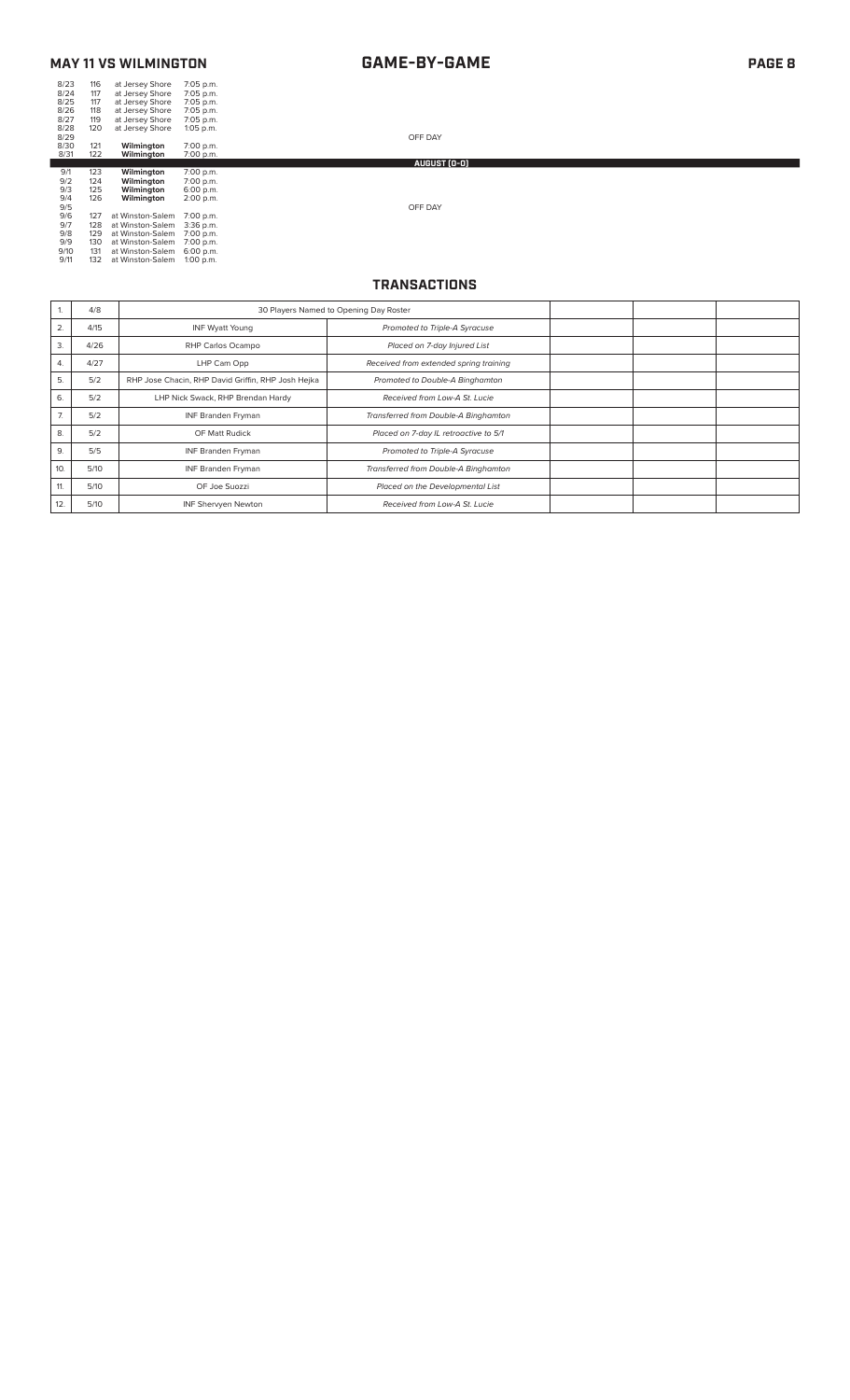## GAME-BY-GAME

| | | | |
|---|---|---|---|
| 8/23 | 116 | at Jersey Shore | 7:05 p.m. |
| 8/24 | 117 | at Jersey Shore | 7:05 p.m. |
| 8/25 | 117 | at Jersey Shore | 7:05 p.m. |
| 8/26 | 118 | at Jersey Shore | 7:05 p.m. |
| 8/27 | 119 | at Jersey Shore | 7:05 p.m. |
| 8/28 | 120 | at Jersey Shore | 1:05 p.m. |
| 8/29 | | OFF DAY | |
| 8/30 | 121 | **Wilmington** | 7:00 p.m. |
| 8/31 | 122 | **Wilmington** | 7:00 p.m. |

**AUGUST (0-0)**

| | | | |
|---|---|---|---|
| 9/1 | 123 | **Wilmington** | 7:00 p.m. |
| 9/2 | 124 | **Wilmington** | 7:00 p.m. |
| 9/3 | 125 | **Wilmington** | 6:00 p.m. |
| 9/4 | 126 | **Wilmington** | 2:00 p.m. |
| 9/5 | | OFF DAY | |
| 9/6 | 127 | at Winston-Salem | 7:00 p.m. |
| 9/7 | 128 | at Winston-Salem | 3:36 p.m. |
| 9/8 | 129 | at Winston-Salem | 7:00 p.m. |
| 9/9 | 130 | at Winston-Salem | 7:00 p.m. |
| 9/10 | 131 | at Winston-Salem | 6:00 p.m. |
| 9/11 | 132 | at Winston-Salem | 1:00 p.m. |

## TRANSACTIONS

| | | | | | | |
|---|---|---|---|---|---|---|
| 1. | 4/8 | 30 Players Named to Opening Day Roster | | | | |
| 2. | 4/15 | INF Wyatt Young | *Promoted to Triple-A Syracuse* | | | |
| 3. | 4/26 | RHP Carlos Ocampo | *Placed on 7-day Injured List* | | | |
| 4. | 4/27 | LHP Cam Opp | *Received from extended spring training* | | | |
| 5. | 5/2 | RHP Jose Chacin, RHP David Griffin, RHP Josh Hejka | *Promoted to Double-A Binghamton* | | | |
| 6. | 5/2 | LHP Nick Swack, RHP Brendan Hardy | *Received from Low-A St. Lucie* | | | |
| 7. | 5/2 | INF Branden Fryman | *Transferred from Double-A Binghamton* | | | |
| 8. | 5/2 | OF Matt Rudick | *Placed on 7-day IL retroactive to 5/1* | | | |
| 9. | 5/5 | INF Branden Fryman | *Promoted to Triple-A Syracuse* | | | |
| 10. | 5/10 | INF Branden Fryman | *Transferred from Double-A Binghamton* | | | |
| 11. | 5/10 | OF Joe Suozzi | *Placed on the Developmental List* | | | |
| 12. | 5/10 | INF Shervyen Newton | *Received from Low-A St. Lucie* | | | |